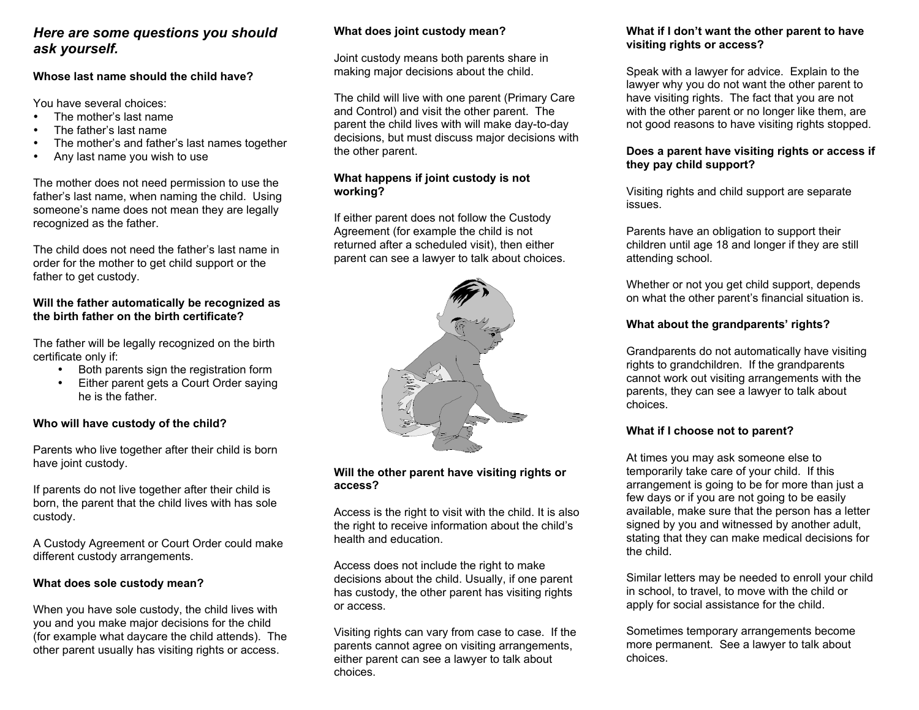## *Here are some questions you should ask yourself.*

**Whose last name should the child have?**

You have several choices:

- The mother's last name
- The father's last name
- The mother's and father's last names together
- Any last name you wish to use

The mother does not need permission to use the father's last name, when naming the child. Using someone's name does not mean they are legally recognized as the father.

The child does not need the father's last name in order for the mother to get child support or the father to get custody.

**Will the father automatically be recognized as the birth father on the birth certificate?**

The father will be legally recognized on the birth certificate only if:

- Both parents sign the registration form
- Either parent gets a Court Order saying he is the father.

**Who will have custody of the child?**

Parents who live together after their child is born have joint custody.

If parents do not live together after their child is born, the parent that the child lives with has sole custody.

A Custody Agreement or Court Order could make different custody arrangements.

**What does sole custody mean?**

When you have sole custody, the child lives with you and you make major decisions for the child (for example what daycare the child attends). The other parent usually has visiting rights or access.

**What does joint custody mean?**

Joint custody means both parents share in making major decisions about the child.

The child will live with one parent (Primary Care and Control) and visit the other parent. The parent the child lives with will make day-to-day decisions, but must discuss major decisions with the other parent.

**What happens if joint custody is not working?**

If either parent does not follow the Custody Agreement (for example the child is not returned after a scheduled visit), then either parent can see a lawyer to talk about choices.

**Will the other parent have visiting rights or access?**

Access is the right to visit with the child. It is also the right to receive information about the child's health and education.

Access does not include the right to make decisions about the child. Usually, if one parent has custody, the other parent has visiting rights or access.

Visiting rights can vary from case to case. If the parents cannot agree on visiting arrangements, either parent can see a lawyer to talk about choices.

**What if I don't want the other parent to have visiting rights or access?**

Speak with a lawyer for advice. Explain to the lawyer why you do not want the other parent to have visiting rights. The fact that you are not with the other parent or no longer like them, are not good reasons to have visiting rights stopped.

**Does a parent have visiting rights or access if they pay child support?**

Visiting rights and child support are separate issues.

Parents have an obligation to support their children until age 18 and longer if they are still attending school.

Whether or not you get child support, depends on what the other parent's financial situation is.

**What about the grandparents' rights?**

Grandparents do not automatically have visiting rights to grandchildren. If the grandparents cannot work out visiting arrangements with the parents, they can see a lawyer to talk about choices.

**What if I choose not to parent?**

At times you may ask someone else to temporarily take care of your child. If this arrangement is going to be for more than just a few days or if you are not going to be easily available, make sure that the person has a letter signed by you and witnessed by another adult, stating that they can make medical decisions for the child.

Similar letters may be needed to enroll your child in school, to travel, to move with the child or apply for social assistance for the child.

Sometimes temporary arrangements become more permanent. See a lawyer to talk about choices.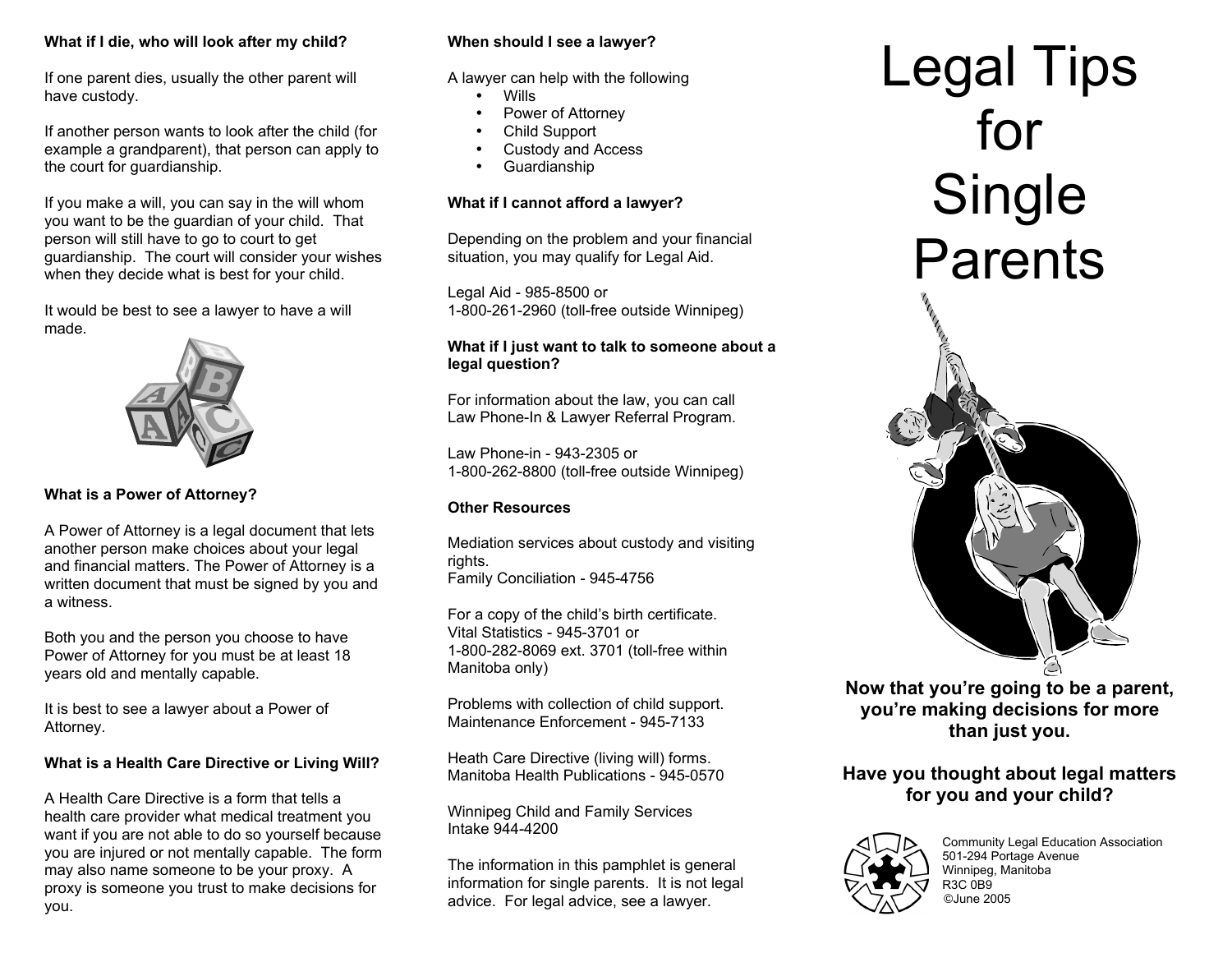### What if I die, who will look after my child?

If one parent dies, usually the other parent will have custody.

If another person wants to look after the child (for example a grandparent), that person can apply to the court for guardianship.

If you make a will, you can say in the will whom you want to be the guardian of your child. That person will still have to go to court to get guardianship. The court will consider your wishes when they decide what is best for your child.

It would be best to see a lawyer to have a will made.

### What is a Power of Attorney?

A Power of Attorney is a legal document that lets another person make choices about your legal and financial matters. The Power of Attorney is a written document that must be signed by you and a witness.

Both you and the person you choose to have Power of Attorney for you must be at least 18 years old and mentally capable.

It is best to see a lawyer about a Power of Attorney.

### What is a Health Care Directive or Living Will?

A Health Care Directive is a form that tells a health care provider what medical treatment you want if you are not able to do so yourself because you are injured or not mentally capable. The form may also name someone to be your proxy. A proxy is someone you trust to make decisions for you.

### When should I see a lawyer?

A lawyer can help with the following

- Wills
- Power of Attorney
- Child Support
- Custody and Access
- Guardianship

### What if I cannot afford a lawyer?

Depending on the problem and your financial situation, you may qualify for Legal Aid.

Legal Aid - 985-8500 or
1-800-261-2960 (toll-free outside Winnipeg)

### What if I just want to talk to someone about a legal question?

For information about the law, you can call Law Phone-In & Lawyer Referral Program.

Law Phone-in - 943-2305 or
1-800-262-8800 (toll-free outside Winnipeg)

### Other Resources

Mediation services about custody and visiting rights.
Family Conciliation - 945-4756

For a copy of the child's birth certificate.
Vital Statistics - 945-3701 or
1-800-282-8069 ext. 3701 (toll-free within Manitoba only)

Problems with collection of child support.
Maintenance Enforcement - 945-7133

Heath Care Directive (living will) forms.
Manitoba Health Publications - 945-0570

Winnipeg Child and Family Services
Intake 944-4200

The information in this pamphlet is general information for single parents. It is not legal advice. For legal advice, see a lawyer.

# Legal Tips for Single Parents

**Now that you're going to be a parent, you're making decisions for more than just you.**

**Have you thought about legal matters for you and your child?**

Community Legal Education Association
501-294 Portage Avenue
Winnipeg, Manitoba
R3C 0B9
©June 2005